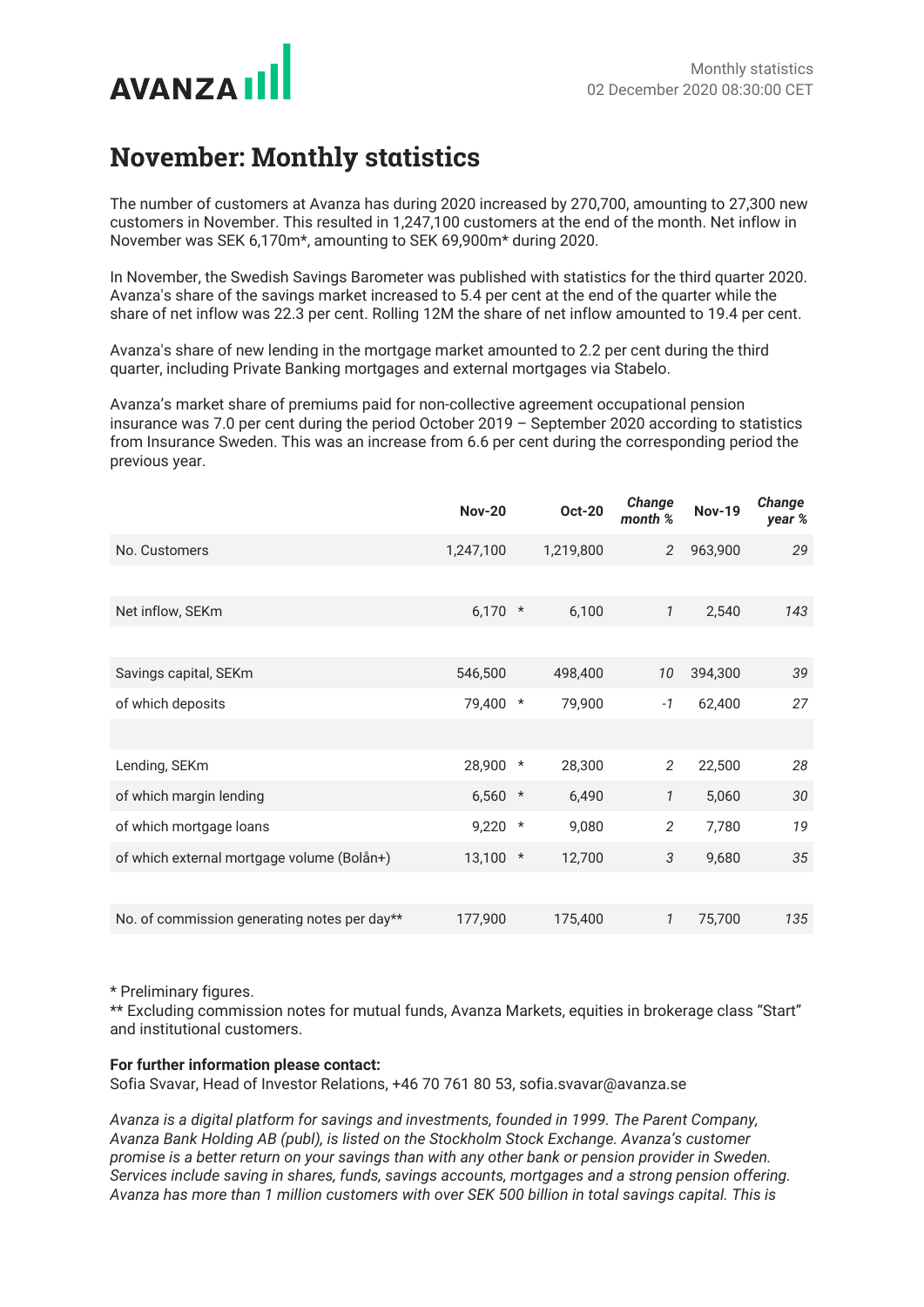AVANZA

Monthly statistics
02 December 2020 08:30:00 CET

# November: Monthly statistics

The number of customers at Avanza has during 2020 increased by 270,700, amounting to 27,300 new customers in November. This resulted in 1,247,100 customers at the end of the month. Net inflow in November was SEK 6,170m*, amounting to SEK 69,900m* during 2020.

In November, the Swedish Savings Barometer was published with statistics for the third quarter 2020. Avanza's share of the savings market increased to 5.4 per cent at the end of the quarter while the share of net inflow was 22.3 per cent. Rolling 12M the share of net inflow amounted to 19.4 per cent.

Avanza's share of new lending in the mortgage market amounted to 2.2 per cent during the third quarter, including Private Banking mortgages and external mortgages via Stabelo.

Avanza's market share of premiums paid for non-collective agreement occupational pension insurance was 7.0 per cent during the period October 2019 – September 2020 according to statistics from Insurance Sweden. This was an increase from 6.6 per cent during the corresponding period the previous year.

| | Nov-20 | | Oct-20 | *Change month %* | Nov-19 | *Change year %* |
|---|---|---|---|---|---|---|
| No. Customers | 1,247,100 | | 1,219,800 | *2* | 963,900 | *29* |
| | | | | | | |
| Net inflow, SEKm | 6,170 | * | 6,100 | *1* | 2,540 | *143* |
| | | | | | | |
| Savings capital, SEKm | 546,500 | | 498,400 | *10* | 394,300 | *39* |
| of which deposits | 79,400 | * | 79,900 | *-1* | 62,400 | *27* |
| | | | | | | |
| Lending, SEKm | 28,900 | * | 28,300 | *2* | 22,500 | *28* |
| of which margin lending | 6,560 | * | 6,490 | *1* | 5,060 | *30* |
| of which mortgage loans | 9,220 | * | 9,080 | *2* | 7,780 | *19* |
| of which external mortgage volume (Bolån+) | 13,100 | * | 12,700 | *3* | 9,680 | *35* |
| | | | | | | |
| No. of commission generating notes per day** | 177,900 | | 175,400 | *1* | 75,700 | *135* |

\* Preliminary figures.
** Excluding commission notes for mutual funds, Avanza Markets, equities in brokerage class "Start" and institutional customers.

**For further information please contact:**
Sofia Svavar, Head of Investor Relations, +46 70 761 80 53, sofia.svavar@avanza.se

*Avanza is a digital platform for savings and investments, founded in 1999. The Parent Company, Avanza Bank Holding AB (publ), is listed on the Stockholm Stock Exchange. Avanza's customer promise is a better return on your savings than with any other bank or pension provider in Sweden. Services include saving in shares, funds, savings accounts, mortgages and a strong pension offering. Avanza has more than 1 million customers with over SEK 500 billion in total savings capital. This is*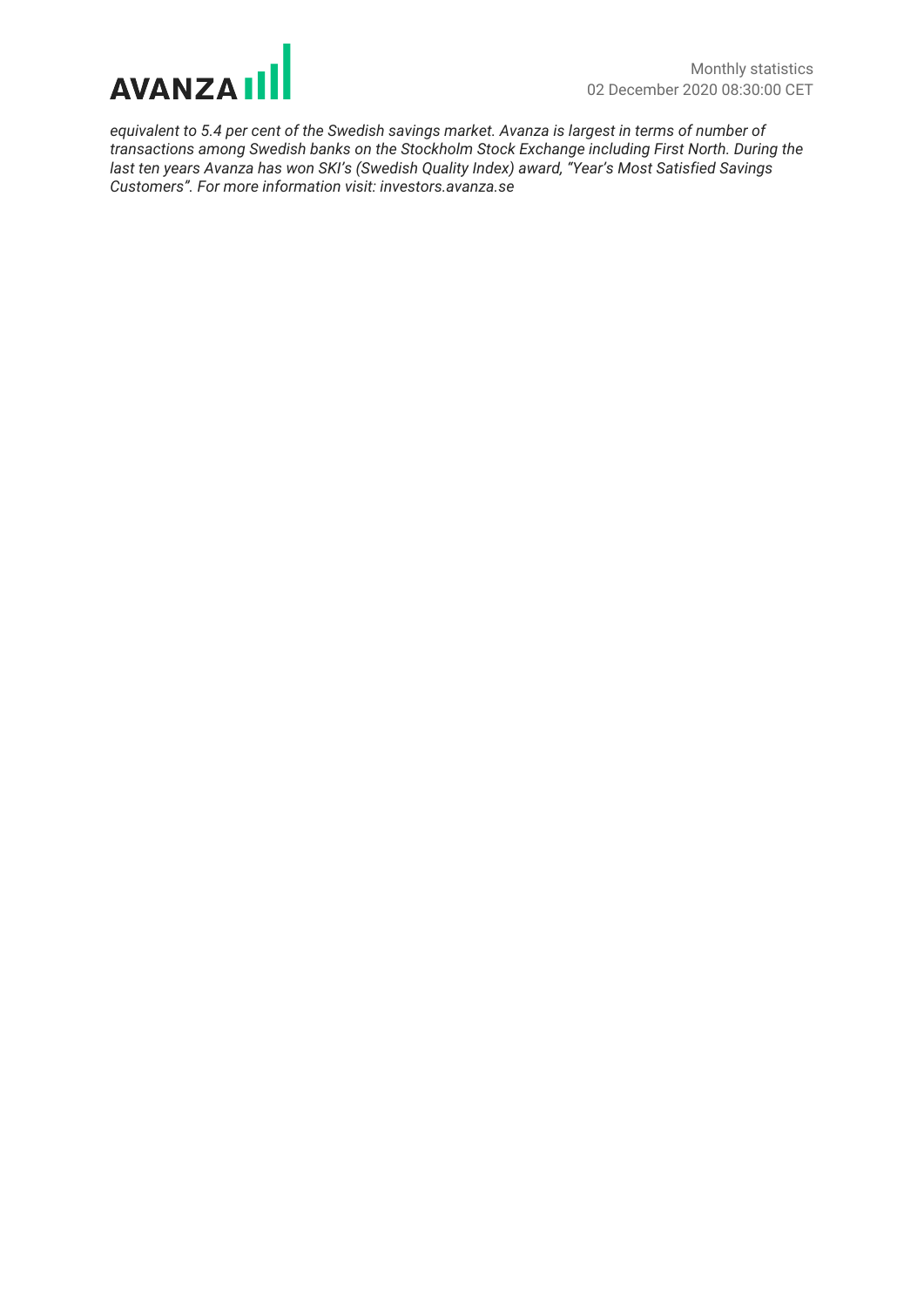*equivalent to 5.4 per cent of the Swedish savings market. Avanza is largest in terms of number of transactions among Swedish banks on the Stockholm Stock Exchange including First North. During the last ten years Avanza has won SKI's (Swedish Quality Index) award, "Year's Most Satisfied Savings Customers". For more information visit: investors.avanza.se*